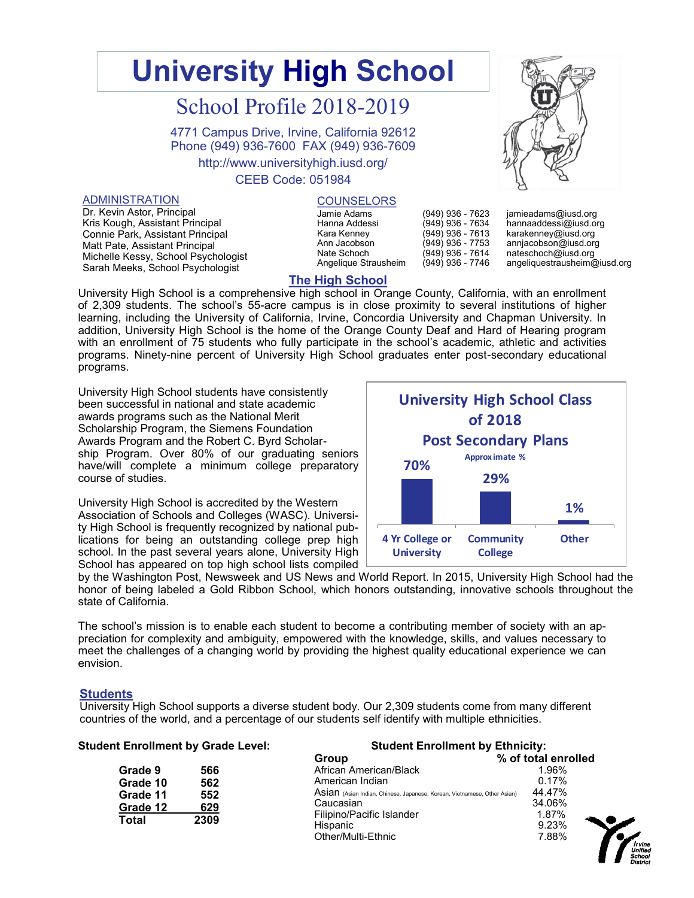# University High School

## School Profile 2018-2019

4771 Campus Drive, Irvine, California 92612
Phone (949) 936-7600 FAX (949) 936-7609
http://www.universityhigh.iusd.org/
CEEB Code: 051984

### ADMINISTRATION

Dr. Kevin Astor, Principal
Kris Kough, Assistant Principal
Connie Park, Assistant Principal
Matt Pate, Assistant Principal
Michelle Kessy, School Psychologist
Sarah Meeks, School Psychologist

### COUNSELORS

| Name | Phone | Email |
|---|---|---|
| Jamie Adams | (949) 936 - 7623 | jamieadams@iusd.org |
| Hanna Addessi | (949) 936 - 7634 | hannaaddessi@iusd.org |
| Kara Kenney | (949) 936 - 7613 | karakenney@iusd.org |
| Ann Jacobson | (949) 936 - 7753 | annjacobson@iusd.org |
| Nate Schoch | (949) 936 - 7614 | nateschoch@iusd.org |
| Angelique Strausheim | (949) 936 - 7746 | angeliquestrausheim@iusd.org |

## The High School

University High School is a comprehensive high school in Orange County, California, with an enrollment of 2,309 students. The school's 55-acre campus is in close proximity to several institutions of higher learning, including the University of California, Irvine, Concordia University and Chapman University. In addition, University High School is the home of the Orange County Deaf and Hard of Hearing program with an enrollment of 75 students who fully participate in the school's academic, athletic and activities programs. Ninety-nine percent of University High School graduates enter post-secondary educational programs.

University High School students have consistently been successful in national and state academic awards programs such as the National Merit Scholarship Program, the Siemens Foundation Awards Program and the Robert C. Byrd Scholarship Program. Over 80% of our graduating seniors have/will complete a minimum college preparatory course of studies.

**University High School Class of 2018 Post Secondary Plans**
Approximate %

| 4 Yr College or University | Community College | Other |
|---|---|---|
| 70% | 29% | 1% |

University High School is accredited by the Western Association of Schools and Colleges (WASC). University High School is frequently recognized by national publications for being an outstanding college prep high school. In the past several years alone, University High School has appeared on top high school lists compiled by the Washington Post, Newsweek and US News and World Report. In 2015, University High School had the honor of being labeled a Gold Ribbon School, which honors outstanding, innovative schools throughout the state of California.

The school's mission is to enable each student to become a contributing member of society with an appreciation for complexity and ambiguity, empowered with the knowledge, skills, and values necessary to meet the challenges of a changing world by providing the highest quality educational experience we can envision.

## Students

University High School supports a diverse student body. Our 2,309 students come from many different countries of the world, and a percentage of our students self identify with multiple ethnicities.

**Student Enrollment by Grade Level:**

| Grade | Enrollment |
|---|---|
| Grade 9 | 566 |
| Grade 10 | 562 |
| Grade 11 | 552 |
| Grade 12 | 629 |
| **Total** | **2309** |

**Student Enrollment by Ethnicity:**

| Group | % of total enrolled |
|---|---|
| African American/Black | 1.96% |
| American Indian | 0.17% |
| Asian (Asian Indian, Chinese, Japanese, Korean, Vietnamese, Other Asian) | 44.47% |
| Caucasian | 34.06% |
| Filipino/Pacific Islander | 1.87% |
| Hispanic | 9.23% |
| Other/Multi-Ethnic | 7.88% |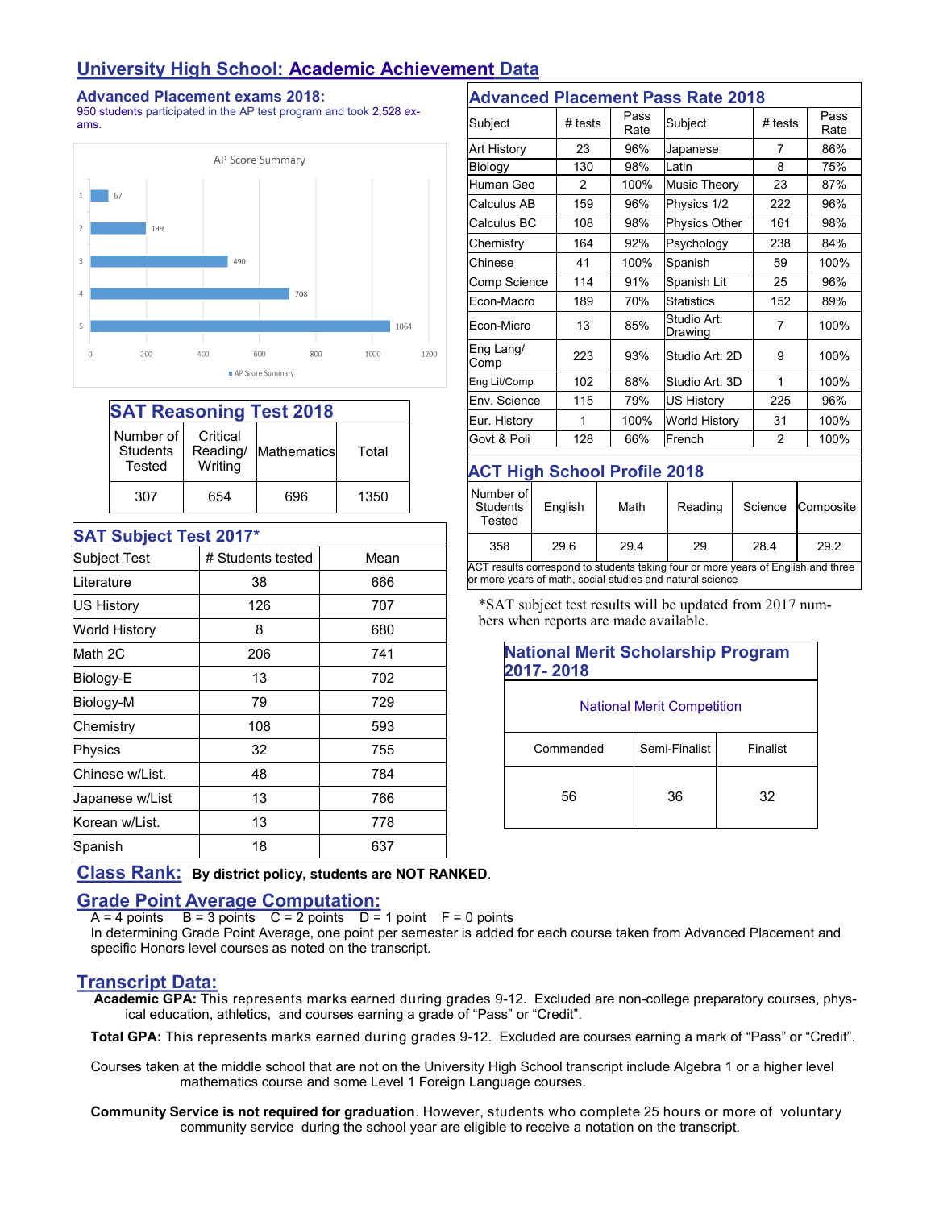# University High School: Academic Achievement Data

## Advanced Placement exams 2018:

950 students participated in the AP test program and took 2,528 exams.

AP Score Summary

| Score | Count |
|---|---|
| 1 | 67 |
| 2 | 199 |
| 3 | 490 |
| 4 | 708 |
| 5 | 1064 |

## Advanced Placement Pass Rate 2018

| Subject | # tests | Pass Rate | Subject | # tests | Pass Rate |
|---|---|---|---|---|---|
| Art History | 23 | 96% | Japanese | 7 | 86% |
| Biology | 130 | 98% | Latin | 8 | 75% |
| Human Geo | 2 | 100% | Music Theory | 23 | 87% |
| Calculus AB | 159 | 96% | Physics 1/2 | 222 | 96% |
| Calculus BC | 108 | 98% | Physics Other | 161 | 98% |
| Chemistry | 164 | 92% | Psychology | 238 | 84% |
| Chinese | 41 | 100% | Spanish | 59 | 100% |
| Comp Science | 114 | 91% | Spanish Lit | 25 | 96% |
| Econ-Macro | 189 | 70% | Statistics | 152 | 89% |
| Econ-Micro | 13 | 85% | Studio Art: Drawing | 7 | 100% |
| Eng Lang/ Comp | 223 | 93% | Studio Art: 2D | 9 | 100% |
| Eng Lit/Comp | 102 | 88% | Studio Art: 3D | 1 | 100% |
| Env. Science | 115 | 79% | US History | 225 | 96% |
| Eur. History | 1 | 100% | World History | 31 | 100% |
| Govt & Poli | 128 | 66% | French | 2 | 100% |

## SAT Reasoning Test 2018

| Number of Students Tested | Critical Reading/ Writing | Mathematics | Total |
|---|---|---|---|
| 307 | 654 | 696 | 1350 |

## ACT High School Profile 2018

| Number of Students Tested | English | Math | Reading | Science | Composite |
|---|---|---|---|---|---|
| 358 | 29.6 | 29.4 | 29 | 28.4 | 29.2 |

ACT results correspond to students taking four or more years of English and three or more years of math, social studies and natural science

## SAT Subject Test 2017*

| Subject Test | # Students tested | Mean |
|---|---|---|
| Literature | 38 | 666 |
| US History | 126 | 707 |
| World History | 8 | 680 |
| Math 2C | 206 | 741 |
| Biology-E | 13 | 702 |
| Biology-M | 79 | 729 |
| Chemistry | 108 | 593 |
| Physics | 32 | 755 |
| Chinese w/List. | 48 | 784 |
| Japanese w/List | 13 | 766 |
| Korean w/List. | 13 | 778 |
| Spanish | 18 | 637 |

*SAT subject test results will be updated from 2017 numbers when reports are made available.

## National Merit Scholarship Program 2017- 2018

National Merit Competition

| Commended | Semi-Finalist | Finalist |
|---|---|---|
| 56 | 36 | 32 |

## Class Rank:

**By district policy, students are NOT RANKED**.

## Grade Point Average Computation:

A = 4 points B = 3 points C = 2 points D = 1 point F = 0 points

In determining Grade Point Average, one point per semester is added for each course taken from Advanced Placement and specific Honors level courses as noted on the transcript.

## Transcript Data:

**Academic GPA:** This represents marks earned during grades 9-12. Excluded are non-college preparatory courses, physical education, athletics, and courses earning a grade of "Pass" or "Credit".

**Total GPA:** This represents marks earned during grades 9-12. Excluded are courses earning a mark of "Pass" or "Credit".

Courses taken at the middle school that are not on the University High School transcript include Algebra 1 or a higher level mathematics course and some Level 1 Foreign Language courses.

**Community Service is not required for graduation**. However, students who complete 25 hours or more of voluntary community service during the school year are eligible to receive a notation on the transcript.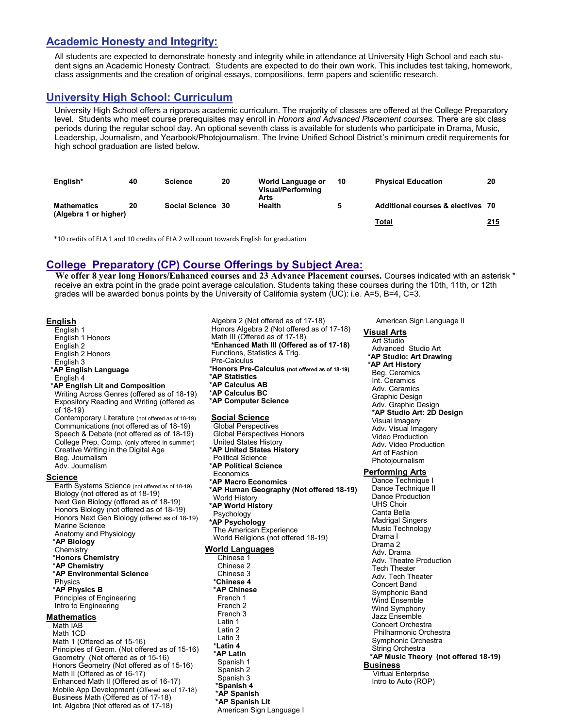## Academic Honesty and Integrity:

All students are expected to demonstrate honesty and integrity while in attendance at University High School and each student signs an Academic Honesty Contract. Students are expected to do their own work. This includes test taking, homework, class assignments and the creation of original essays, compositions, term papers and scientific research.

## University High School: Curriculum

University High School offers a rigorous academic curriculum. The majority of classes are offered at the College Preparatory level. Students who meet course prerequisites may enroll in *Honors and Advanced Placement courses.* There are six class periods during the regular school day. An optional seventh class is available for students who participate in Drama, Music, Leadership, Journalism, and Yearbook/Photojournalism. The Irvine Unified School District's minimum credit requirements for high school graduation are listed below.

| | | | | | | | |
|---|---|---|---|---|---|---|---|
| **English*** | **40** | **Science** | **20** | **World Language or Visual/Performing Arts** | **10** | **Physical Education** | **20** |
| **Mathematics (Algebra 1 or higher)** | **20** | **Social Science** | **30** | **Health** | **5** | **Additional courses & electives** | **70** |
| | | | | | | **Total** | **215** |

*10 credits of ELA 1 and 10 credits of ELA 2 will count towards English for graduation

## College Preparatory (CP) Course Offerings by Subject Area:

**We offer 8 year long Honors/Enhanced courses and 23 Advance Placement courses.** Courses indicated with an asterisk * receive an extra point in the grade point average calculation. Students taking these courses during the 10th, 11th, or 12th grades will be awarded bonus points by the University of California system (UC): i.e. A=5, B=4, C=3.

### English
- English 1
- English 1 Honors
- English 2
- English 2 Honors
- English 3
- ***AP English Language**
- English 4
- ***AP English Lit and Composition**
- Writing Across Genres (offered as of 18-19)
- Expository Reading and Writing (offered as of 18-19)
- Contemporary Literature (not offered as of 18-19)
- Communications (not offered as of 18-19)
- Speech & Debate (not offered as of 18-19)
- College Prep. Comp. (only offered in summer)
- Creative Writing in the Digital Age
- Beg. Journalism
- Adv. Journalism

### Science
- Earth Systems Science (not offered as of 18-19)
- Biology (not offered as of 18-19)
- Next Gen Biology (offered as of 18-19)
- Honors Biology (not offered as of 18-19)
- Honors Next Gen Biology (offered as of 18-19)
- Marine Science
- Anatomy and Physiology
- ***AP Biology**
- Chemistry
- ***Honors Chemistry**
- ***AP Chemistry**
- ***AP Environmental Science**
- Physics
- ***AP Physics B**
- Principles of Engineering
- Intro to Engineering

### Mathematics
- Math IAB
- Math 1CD
- Math 1 (Offered as of 15-16)
- Principles of Geom. (Not offered as of 15-16)
- Geometry (Not offered as of 15-16)
- Honors Geometry (Not offered as of 15-16)
- Math II (Offered as of 16-17)
- Enhanced Math II (Offered as of 16-17)
- Mobile App Development (Offered as of 17-18)
- Business Math (Offered as of 17-18)
- Int. Algebra (Not offered as of 17-18)
- Algebra 2 (Not offered as of 17-18)
- Honors Algebra 2 (Not offered as of 17-18)
- Math III (Offered as of 17-18)
- ***Enhanced Math III (Offered as of 17-18)**
- Functions, Statistics & Trig.
- Pre-Calculus
- ***Honors Pre-Calculus (not offered as of 18-19)**
- ***AP Statistics**
- ***AP Calculus AB**
- ***AP Calculus BC**
- ***AP Computer Science**

### Social Science
- Global Perspectives
- Global Perspectives Honors
- United States History
- ***AP United States History**
- Political Science
- ***AP Political Science**
- Economics
- ***AP Macro Economics**
- ***AP Human Geography (Not offered 18-19)**
- World History
- ***AP World History**
- Psychology
- ***AP Psychology**
- The American Experience
- World Religions (not offered 18-19)

### World Languages
- Chinese 1
- Chinese 2
- Chinese 3
- ***Chinese 4**
- ***AP Chinese**
- French 1
- French 2
- French 3
- Latin 1
- Latin 2
- Latin 3
- ***Latin 4**
- ***AP Latin**
- Spanish 1
- Spanish 2
- Spanish 3
- ***Spanish 4**
- ***AP Spanish**
- ***AP Spanish Lit**
- American Sign Language I
- American Sign Language II

### Visual Arts
- Art Studio
- Advanced Studio Art
- ***AP Studio: Art Drawing**
- ***AP Art History**
- Beg. Ceramics
- Int. Ceramics
- Adv. Ceramics
- Graphic Design
- Adv. Graphic Design
- ***AP Studio Art: 2D Design**
- Visual Imagery
- Adv. Visual Imagery
- Video Production
- Adv. Video Production
- Art of Fashion
- Photojournalism

### Performing Arts
- Dance Technique I
- Dance Technique II
- Dance Production
- UHS Choir
- Canta Bella
- Madrigal Singers
- Music Technology
- Drama I
- Drama 2
- Adv. Drama
- Adv. Theatre Production
- Tech Theater
- Adv. Tech Theater
- Concert Band
- Symphonic Band
- Wind Ensemble
- Wind Symphony
- Jazz Ensemble
- Concert Orchestra
- Philharmonic Orchestra
- Symphonic Orchestra
- String Orchestra
- ***AP Music Theory (not offered 18-19)**

### Business
- Virtual Enterprise
- Intro to Auto (ROP)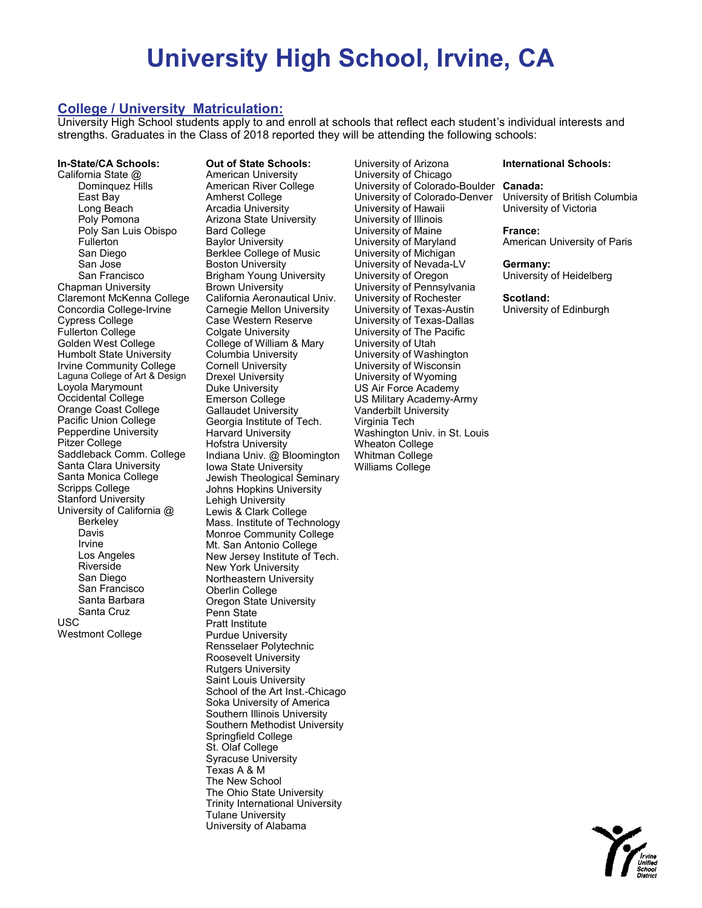# University High School, Irvine, CA

## College / University Matriculation:

University High School students apply to and enroll at schools that reflect each student's individual interests and strengths. Graduates in the Class of 2018 reported they will be attending the following schools:

**In-State/CA Schools:**

- California State @
  - Dominquez Hills
  - East Bay
  - Long Beach
  - Poly Pomona
  - Poly San Luis Obispo
  - Fullerton
  - San Diego
  - San Jose
  - San Francisco
- Chapman University
- Claremont McKenna College
- Concordia College-Irvine
- Cypress College
- Fullerton College
- Golden West College
- Humbolt State University
- Irvine Community College
- Laguna College of Art & Design
- Loyola Marymount
- Occidental College
- Orange Coast College
- Pacific Union College
- Pepperdine University
- Pitzer College
- Saddleback Comm. College
- Santa Clara University
- Santa Monica College
- Scripps College
- Stanford University
- University of California @
  - Berkeley
  - Davis
  - Irvine
  - Los Angeles
  - Riverside
  - San Diego
  - San Francisco
  - Santa Barbara
  - Santa Cruz
- USC
- Westmont College

**Out of State Schools:**

- American University
- American River College
- Amherst College
- Arcadia University
- Arizona State University
- Bard College
- Baylor University
- Berklee College of Music
- Boston University
- Brigham Young University
- Brown University
- California Aeronautical Univ.
- Carnegie Mellon University
- Case Western Reserve
- Colgate University
- College of William & Mary
- Columbia University
- Cornell University
- Drexel University
- Duke University
- Emerson College
- Gallaudet University
- Georgia Institute of Tech.
- Harvard University
- Hofstra University
- Indiana Univ. @ Bloomington
- Iowa State University
- Jewish Theological Seminary
- Johns Hopkins University
- Lehigh University
- Lewis & Clark College
- Mass. Institute of Technology
- Monroe Community College
- Mt. San Antonio College
- New Jersey Institute of Tech.
- New York University
- Northeastern University
- Oberlin College
- Oregon State University
- Penn State
- Pratt Institute
- Purdue University
- Rensselaer Polytechnic
- Roosevelt University
- Rutgers University
- Saint Louis University
- School of the Art Inst.-Chicago
- Soka University of America
- Southern Illinois University
- Southern Methodist University
- Springfield College
- St. Olaf College
- Syracuse University
- Texas A & M
- The New School
- The Ohio State University
- Trinity International University
- Tulane University
- University of Alabama
- University of Arizona
- University of Chicago
- University of Colorado-Boulder
- University of Colorado-Denver
- University of Hawaii
- University of Illinois
- University of Maine
- University of Maryland
- University of Michigan
- University of Nevada-LV
- University of Oregon
- University of Pennsylvania
- University of Rochester
- University of Texas-Austin
- University of Texas-Dallas
- University of The Pacific
- University of Utah
- University of Washington
- University of Wisconsin
- University of Wyoming
- US Air Force Academy
- US Military Academy-Army
- Vanderbilt University
- Virginia Tech
- Washington Univ. in St. Louis
- Wheaton College
- Whitman College
- Williams College

**International Schools:**

**Canada:**
- University of British Columbia
- University of Victoria

**France:**
- American University of Paris

**Germany:**
- University of Heidelberg

**Scotland:**
- University of Edinburgh

Irvine Unified School District